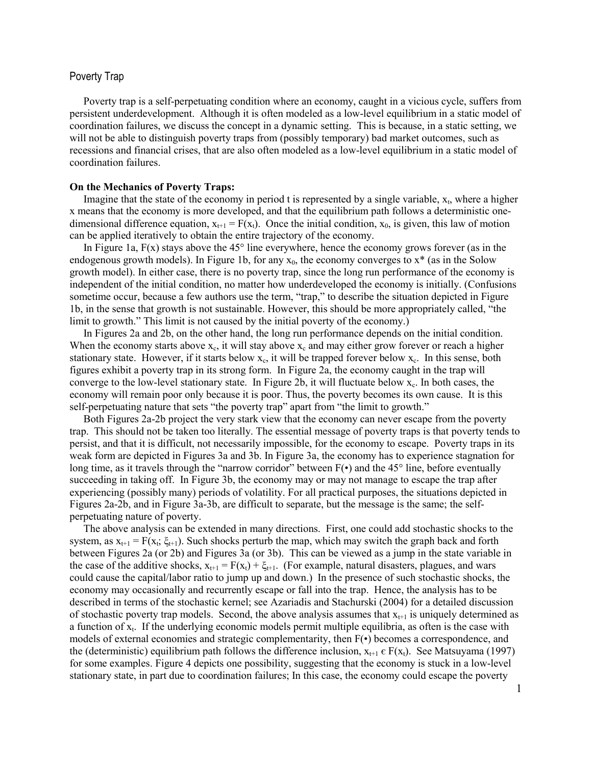## Poverty Trap

Poverty trap is a self-perpetuating condition where an economy, caught in a vicious cycle, suffers from persistent underdevelopment. Although it is often modeled as a low-level equilibrium in a static model of coordination failures, we discuss the concept in a dynamic setting. This is because, in a static setting, we will not be able to distinguish poverty traps from (possibly temporary) bad market outcomes, such as recessions and financial crises, that are also often modeled as a low-level equilibrium in a static model of coordination failures.

**On the Mechanics of Poverty Traps:**

Imagine that the state of the economy in period t is represented by a single variable, $x_t$, where a higher x means that the economy is more developed, and that the equilibrium path follows a deterministic one-dimensional difference equation, $x_{t+1} = F(x_t)$. Once the initial condition, $x_0$, is given, this law of motion can be applied iteratively to obtain the entire trajectory of the economy.

In Figure 1a, F(x) stays above the 45° line everywhere, hence the economy grows forever (as in the endogenous growth models). In Figure 1b, for any $x_0$, the economy converges to $x^*$ (as in the Solow growth model). In either case, there is no poverty trap, since the long run performance of the economy is independent of the initial condition, no matter how underdeveloped the economy is initially. (Confusions sometime occur, because a few authors use the term, "trap," to describe the situation depicted in Figure 1b, in the sense that growth is not sustainable. However, this should be more appropriately called, "the limit to growth." This limit is not caused by the initial poverty of the economy.)

In Figures 2a and 2b, on the other hand, the long run performance depends on the initial condition. When the economy starts above $x_c$, it will stay above $x_c$ and may either grow forever or reach a higher stationary state. However, if it starts below $x_c$, it will be trapped forever below $x_c$. In this sense, both figures exhibit a poverty trap in its strong form. In Figure 2a, the economy caught in the trap will converge to the low-level stationary state. In Figure 2b, it will fluctuate below $x_c$. In both cases, the economy will remain poor only because it is poor. Thus, the poverty becomes its own cause. It is this self-perpetuating nature that sets "the poverty trap" apart from "the limit to growth."

Both Figures 2a-2b project the very stark view that the economy can never escape from the poverty trap. This should not be taken too literally. The essential message of poverty traps is that poverty tends to persist, and that it is difficult, not necessarily impossible, for the economy to escape. Poverty traps in its weak form are depicted in Figures 3a and 3b. In Figure 3a, the economy has to experience stagnation for long time, as it travels through the "narrow corridor" between F(•) and the 45° line, before eventually succeeding in taking off. In Figure 3b, the economy may or may not manage to escape the trap after experiencing (possibly many) periods of volatility. For all practical purposes, the situations depicted in Figures 2a-2b, and in Figure 3a-3b, are difficult to separate, but the message is the same; the self-perpetuating nature of poverty.

The above analysis can be extended in many directions. First, one could add stochastic shocks to the system, as $x_{t+1} = F(x_t; \xi_{t+1})$. Such shocks perturb the map, which may switch the graph back and forth between Figures 2a (or 2b) and Figures 3a (or 3b). This can be viewed as a jump in the state variable in the case of the additive shocks, $x_{t+1} = F(x_t) + \xi_{t+1}$. (For example, natural disasters, plagues, and wars could cause the capital/labor ratio to jump up and down.) In the presence of such stochastic shocks, the economy may occasionally and recurrently escape or fall into the trap. Hence, the analysis has to be described in terms of the stochastic kernel; see Azariadis and Stachurski (2004) for a detailed discussion of stochastic poverty trap models. Second, the above analysis assumes that $x_{t+1}$ is uniquely determined as a function of $x_t$. If the underlying economic models permit multiple equilibria, as often is the case with models of external economies and strategic complementarity, then F(•) becomes a correspondence, and the (deterministic) equilibrium path follows the difference inclusion, $x_{t+1} \in F(x_t)$. See Matsuyama (1997) for some examples. Figure 4 depicts one possibility, suggesting that the economy is stuck in a low-level stationary state, in part due to coordination failures; In this case, the economy could escape the poverty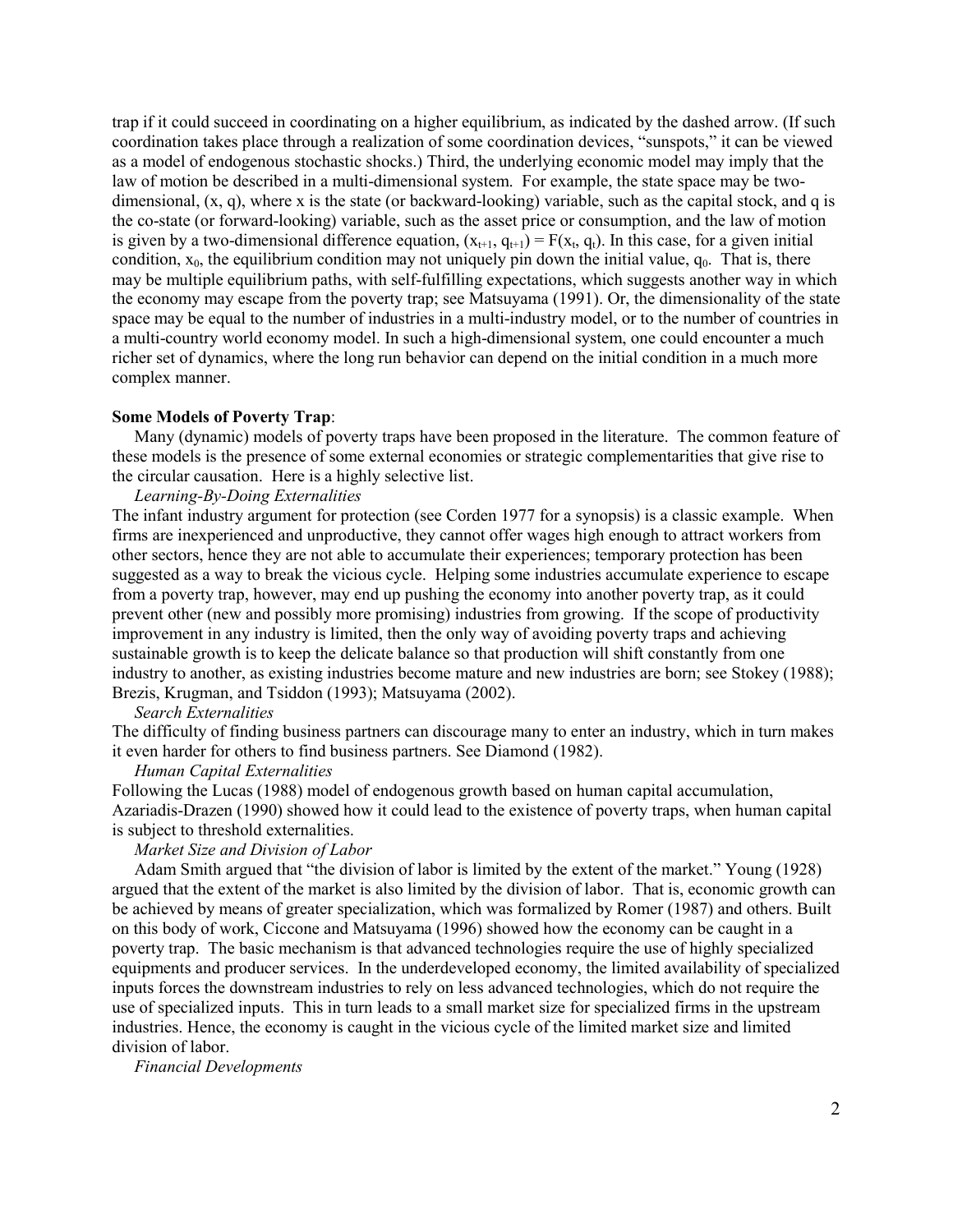trap if it could succeed in coordinating on a higher equilibrium, as indicated by the dashed arrow. (If such coordination takes place through a realization of some coordination devices, "sunspots," it can be viewed as a model of endogenous stochastic shocks.) Third, the underlying economic model may imply that the law of motion be described in a multi-dimensional system. For example, the state space may be two-dimensional, $(x, q)$, where $x$ is the state (or backward-looking) variable, such as the capital stock, and $q$ is the co-state (or forward-looking) variable, such as the asset price or consumption, and the law of motion is given by a two-dimensional difference equation, $(x_{t+1}, q_{t+1}) = F(x_t, q_t)$. In this case, for a given initial condition, $x_0$, the equilibrium condition may not uniquely pin down the initial value, $q_0$. That is, there may be multiple equilibrium paths, with self-fulfilling expectations, which suggests another way in which the economy may escape from the poverty trap; see Matsuyama (1991). Or, the dimensionality of the state space may be equal to the number of industries in a multi-industry model, or to the number of countries in a multi-country world economy model. In such a high-dimensional system, one could encounter a much richer set of dynamics, where the long run behavior can depend on the initial condition in a much more complex manner.

**Some Models of Poverty Trap**:

Many (dynamic) models of poverty traps have been proposed in the literature. The common feature of these models is the presence of some external economies or strategic complementarities that give rise to the circular causation. Here is a highly selective list.

*Learning-By-Doing Externalities*

The infant industry argument for protection (see Corden 1977 for a synopsis) is a classic example. When firms are inexperienced and unproductive, they cannot offer wages high enough to attract workers from other sectors, hence they are not able to accumulate their experiences; temporary protection has been suggested as a way to break the vicious cycle. Helping some industries accumulate experience to escape from a poverty trap, however, may end up pushing the economy into another poverty trap, as it could prevent other (new and possibly more promising) industries from growing. If the scope of productivity improvement in any industry is limited, then the only way of avoiding poverty traps and achieving sustainable growth is to keep the delicate balance so that production will shift constantly from one industry to another, as existing industries become mature and new industries are born; see Stokey (1988); Brezis, Krugman, and Tsiddon (1993); Matsuyama (2002).

*Search Externalities*

The difficulty of finding business partners can discourage many to enter an industry, which in turn makes it even harder for others to find business partners. See Diamond (1982).

*Human Capital Externalities*

Following the Lucas (1988) model of endogenous growth based on human capital accumulation, Azariadis-Drazen (1990) showed how it could lead to the existence of poverty traps, when human capital is subject to threshold externalities.

*Market Size and Division of Labor*

Adam Smith argued that "the division of labor is limited by the extent of the market." Young (1928) argued that the extent of the market is also limited by the division of labor. That is, economic growth can be achieved by means of greater specialization, which was formalized by Romer (1987) and others. Built on this body of work, Ciccone and Matsuyama (1996) showed how the economy can be caught in a poverty trap. The basic mechanism is that advanced technologies require the use of highly specialized equipments and producer services. In the underdeveloped economy, the limited availability of specialized inputs forces the downstream industries to rely on less advanced technologies, which do not require the use of specialized inputs. This in turn leads to a small market size for specialized firms in the upstream industries. Hence, the economy is caught in the vicious cycle of the limited market size and limited division of labor.

*Financial Developments*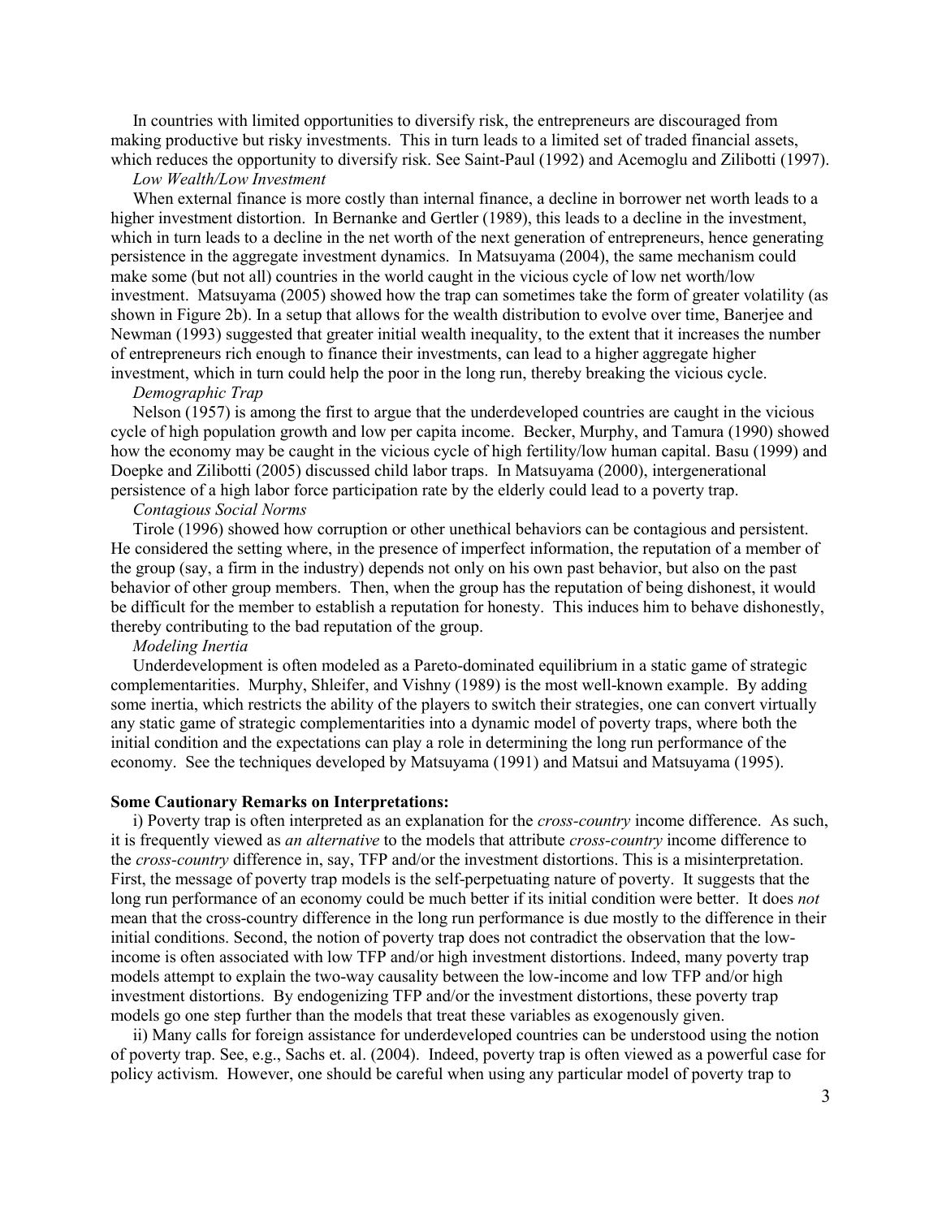In countries with limited opportunities to diversify risk, the entrepreneurs are discouraged from making productive but risky investments. This in turn leads to a limited set of traded financial assets, which reduces the opportunity to diversify risk. See Saint-Paul (1992) and Acemoglu and Zilibotti (1997).

*Low Wealth/Low Investment*

When external finance is more costly than internal finance, a decline in borrower net worth leads to a higher investment distortion. In Bernanke and Gertler (1989), this leads to a decline in the investment, which in turn leads to a decline in the net worth of the next generation of entrepreneurs, hence generating persistence in the aggregate investment dynamics. In Matsuyama (2004), the same mechanism could make some (but not all) countries in the world caught in the vicious cycle of low net worth/low investment. Matsuyama (2005) showed how the trap can sometimes take the form of greater volatility (as shown in Figure 2b). In a setup that allows for the wealth distribution to evolve over time, Banerjee and Newman (1993) suggested that greater initial wealth inequality, to the extent that it increases the number of entrepreneurs rich enough to finance their investments, can lead to a higher aggregate higher investment, which in turn could help the poor in the long run, thereby breaking the vicious cycle.

*Demographic Trap*

Nelson (1957) is among the first to argue that the underdeveloped countries are caught in the vicious cycle of high population growth and low per capita income. Becker, Murphy, and Tamura (1990) showed how the economy may be caught in the vicious cycle of high fertility/low human capital. Basu (1999) and Doepke and Zilibotti (2005) discussed child labor traps. In Matsuyama (2000), intergenerational persistence of a high labor force participation rate by the elderly could lead to a poverty trap.

*Contagious Social Norms*

Tirole (1996) showed how corruption or other unethical behaviors can be contagious and persistent. He considered the setting where, in the presence of imperfect information, the reputation of a member of the group (say, a firm in the industry) depends not only on his own past behavior, but also on the past behavior of other group members. Then, when the group has the reputation of being dishonest, it would be difficult for the member to establish a reputation for honesty. This induces him to behave dishonestly, thereby contributing to the bad reputation of the group.

*Modeling Inertia*

Underdevelopment is often modeled as a Pareto-dominated equilibrium in a static game of strategic complementarities. Murphy, Shleifer, and Vishny (1989) is the most well-known example. By adding some inertia, which restricts the ability of the players to switch their strategies, one can convert virtually any static game of strategic complementarities into a dynamic model of poverty traps, where both the initial condition and the expectations can play a role in determining the long run performance of the economy. See the techniques developed by Matsuyama (1991) and Matsui and Matsuyama (1995).

**Some Cautionary Remarks on Interpretations:**

i) Poverty trap is often interpreted as an explanation for the *cross-country* income difference. As such, it is frequently viewed as *an alternative* to the models that attribute *cross-country* income difference to the *cross-country* difference in, say, TFP and/or the investment distortions. This is a misinterpretation. First, the message of poverty trap models is the self-perpetuating nature of poverty. It suggests that the long run performance of an economy could be much better if its initial condition were better. It does *not* mean that the cross-country difference in the long run performance is due mostly to the difference in their initial conditions. Second, the notion of poverty trap does not contradict the observation that the low-income is often associated with low TFP and/or high investment distortions. Indeed, many poverty trap models attempt to explain the two-way causality between the low-income and low TFP and/or high investment distortions. By endogenizing TFP and/or the investment distortions, these poverty trap models go one step further than the models that treat these variables as exogenously given.

ii) Many calls for foreign assistance for underdeveloped countries can be understood using the notion of poverty trap. See, e.g., Sachs et. al. (2004). Indeed, poverty trap is often viewed as a powerful case for policy activism. However, one should be careful when using any particular model of poverty trap to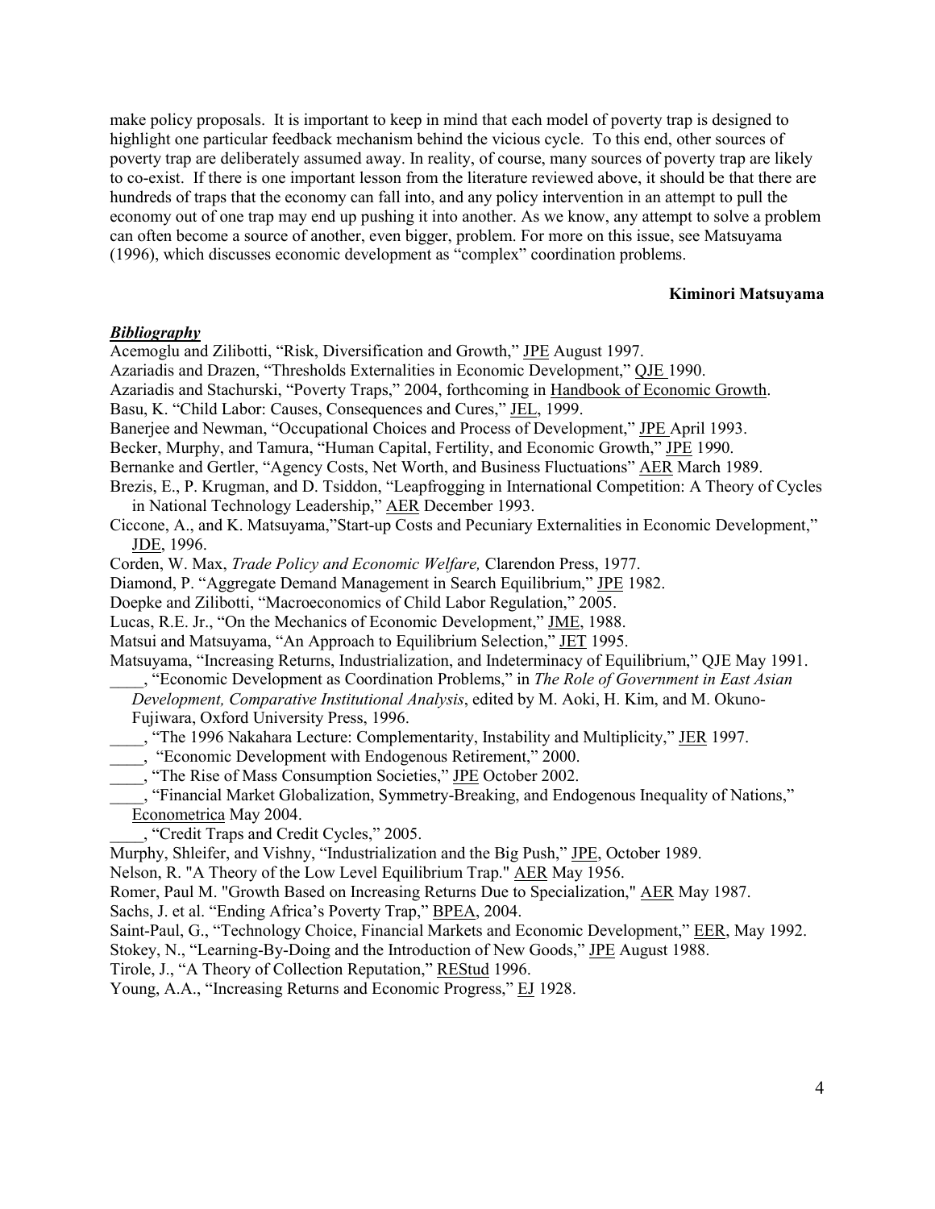make policy proposals. It is important to keep in mind that each model of poverty trap is designed to highlight one particular feedback mechanism behind the vicious cycle. To this end, other sources of poverty trap are deliberately assumed away. In reality, of course, many sources of poverty trap are likely to co-exist. If there is one important lesson from the literature reviewed above, it should be that there are hundreds of traps that the economy can fall into, and any policy intervention in an attempt to pull the economy out of one trap may end up pushing it into another. As we know, any attempt to solve a problem can often become a source of another, even bigger, problem. For more on this issue, see Matsuyama (1996), which discusses economic development as "complex" coordination problems.

**Kiminori Matsuyama**

***Bibliography***

Acemoglu and Zilibotti, "Risk, Diversification and Growth," JPE August 1997.

Azariadis and Drazen, "Thresholds Externalities in Economic Development," QJE 1990.

Azariadis and Stachurski, "Poverty Traps," 2004, forthcoming in Handbook of Economic Growth.

Basu, K. "Child Labor: Causes, Consequences and Cures," JEL, 1999.

Banerjee and Newman, "Occupational Choices and Process of Development," JPE April 1993.

Becker, Murphy, and Tamura, "Human Capital, Fertility, and Economic Growth," JPE 1990.

Bernanke and Gertler, "Agency Costs, Net Worth, and Business Fluctuations" AER March 1989.

Brezis, E., P. Krugman, and D. Tsiddon, "Leapfrogging in International Competition: A Theory of Cycles in National Technology Leadership," AER December 1993.

Ciccone, A., and K. Matsuyama,"Start-up Costs and Pecuniary Externalities in Economic Development," JDE, 1996.

Corden, W. Max, *Trade Policy and Economic Welfare,* Clarendon Press, 1977.

Diamond, P. "Aggregate Demand Management in Search Equilibrium," JPE 1982.

Doepke and Zilibotti, "Macroeconomics of Child Labor Regulation," 2005.

Lucas, R.E. Jr., "On the Mechanics of Economic Development," JME, 1988.

Matsui and Matsuyama, "An Approach to Equilibrium Selection," JET 1995.

Matsuyama, "Increasing Returns, Industrialization, and Indeterminacy of Equilibrium," QJE May 1991.

____, "Economic Development as Coordination Problems," in *The Role of Government in East Asian Development, Comparative Institutional Analysis*, edited by M. Aoki, H. Kim, and M. Okuno-Fujiwara, Oxford University Press, 1996.

____, "The 1996 Nakahara Lecture: Complementarity, Instability and Multiplicity," JER 1997.

____, "Economic Development with Endogenous Retirement," 2000.

____, "The Rise of Mass Consumption Societies," JPE October 2002.

____, "Financial Market Globalization, Symmetry-Breaking, and Endogenous Inequality of Nations," Econometrica May 2004.

____, "Credit Traps and Credit Cycles," 2005.

Murphy, Shleifer, and Vishny, "Industrialization and the Big Push," JPE, October 1989.

Nelson, R. "A Theory of the Low Level Equilibrium Trap." AER May 1956.

Romer, Paul M. "Growth Based on Increasing Returns Due to Specialization," AER May 1987.

Sachs, J. et al. "Ending Africa's Poverty Trap," BPEA, 2004.

Saint-Paul, G., "Technology Choice, Financial Markets and Economic Development," EER, May 1992.

Stokey, N., "Learning-By-Doing and the Introduction of New Goods," JPE August 1988.

Tirole, J., "A Theory of Collection Reputation," REStud 1996.

Young, A.A., "Increasing Returns and Economic Progress," EJ 1928.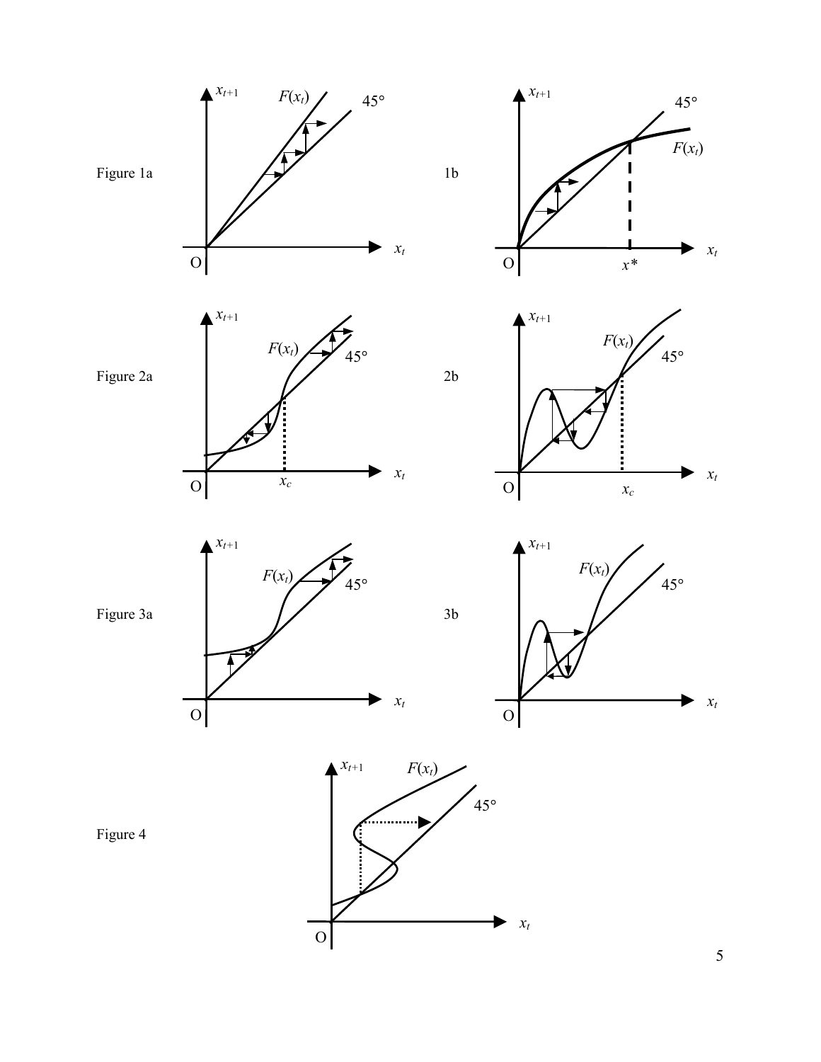Figure 1a

$x_{t+1}$

$F(x_t)$

45°

O

$x_t$

1b

$x_{t+1}$

45°

$F(x_t)$

O

$x^*$

$x_t$

Figure 2a

$x_{t+1}$

$F(x_t)$

45°

O

$x_c$

$x_t$

2b

$x_{t+1}$

$F(x_t)$

45°

O

$x_c$

$x_t$

Figure 3a

$x_{t+1}$

$F(x_t)$

45°

O

$x_t$

3b

$x_{t+1}$

$F(x_t)$

45°

O

$x_t$

Figure 4

$x_{t+1}$

$F(x_t)$

45°

O

$x_t$